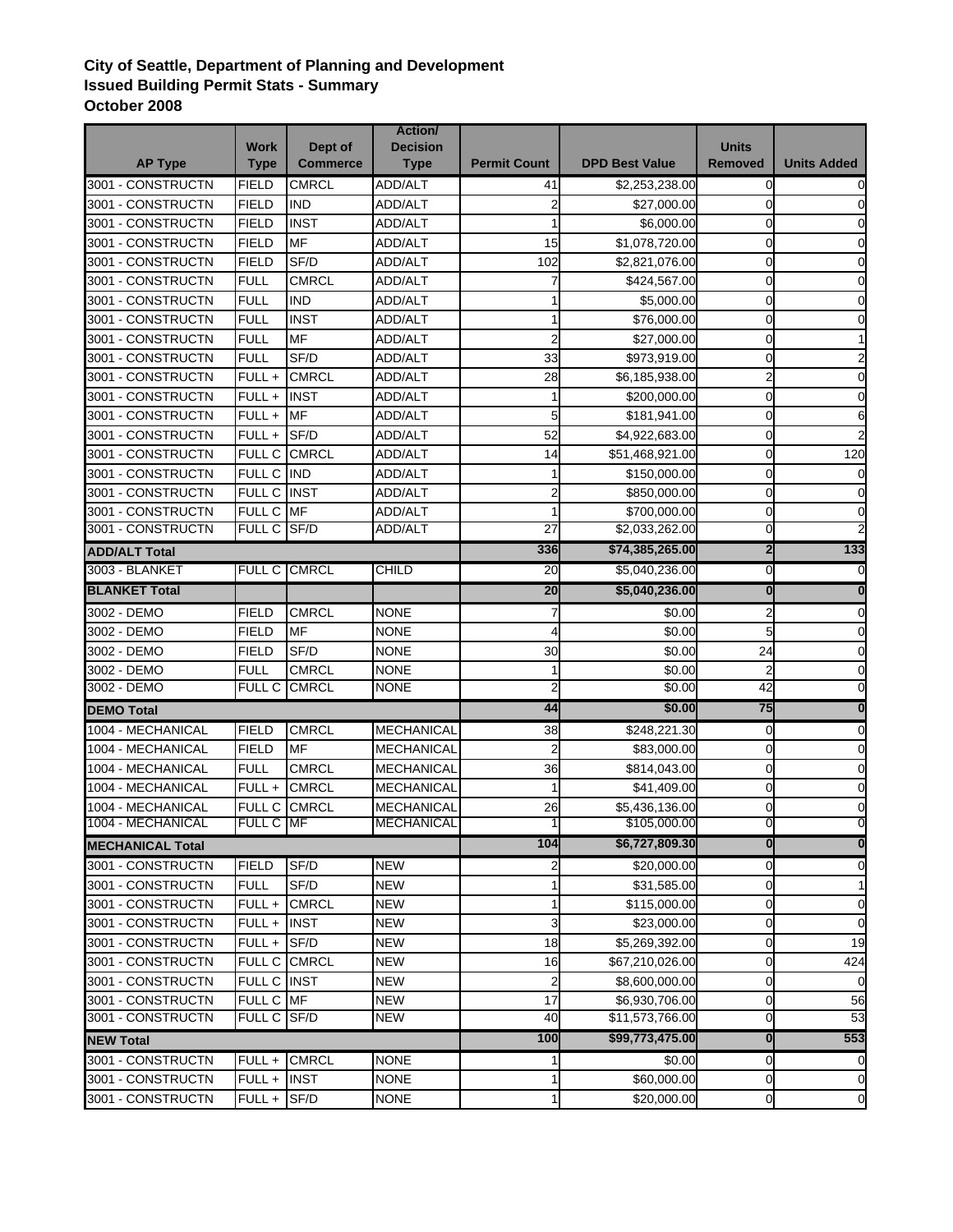**City of Seattle, Department of Planning and Development**
**Issued Building Permit Stats - Summary**
**October 2008**

| AP Type | Work Type | Dept of Commerce | Action/ Decision Type | Permit Count | DPD Best Value | Units Removed | Units Added |
|---|---|---|---|---|---|---|---|
| 3001 - CONSTRUCTN | FIELD | CMRCL | ADD/ALT | 41 | $2,253,238.00 | 0 | 0 |
| 3001 - CONSTRUCTN | FIELD | IND | ADD/ALT | 2 | $27,000.00 | 0 | 0 |
| 3001 - CONSTRUCTN | FIELD | INST | ADD/ALT | 1 | $6,000.00 | 0 | 0 |
| 3001 - CONSTRUCTN | FIELD | MF | ADD/ALT | 15 | $1,078,720.00 | 0 | 0 |
| 3001 - CONSTRUCTN | FIELD | SF/D | ADD/ALT | 102 | $2,821,076.00 | 0 | 0 |
| 3001 - CONSTRUCTN | FULL | CMRCL | ADD/ALT | 7 | $424,567.00 | 0 | 0 |
| 3001 - CONSTRUCTN | FULL | IND | ADD/ALT | 1 | $5,000.00 | 0 | 0 |
| 3001 - CONSTRUCTN | FULL | INST | ADD/ALT | 1 | $76,000.00 | 0 | 0 |
| 3001 - CONSTRUCTN | FULL | MF | ADD/ALT | 2 | $27,000.00 | 0 | 1 |
| 3001 - CONSTRUCTN | FULL | SF/D | ADD/ALT | 33 | $973,919.00 | 0 | 2 |
| 3001 - CONSTRUCTN | FULL + | CMRCL | ADD/ALT | 28 | $6,185,938.00 | 2 | 0 |
| 3001 - CONSTRUCTN | FULL + | INST | ADD/ALT | 1 | $200,000.00 | 0 | 0 |
| 3001 - CONSTRUCTN | FULL + | MF | ADD/ALT | 5 | $181,941.00 | 0 | 6 |
| 3001 - CONSTRUCTN | FULL + | SF/D | ADD/ALT | 52 | $4,922,683.00 | 0 | 2 |
| 3001 - CONSTRUCTN | FULL C | CMRCL | ADD/ALT | 14 | $51,468,921.00 | 0 | 120 |
| 3001 - CONSTRUCTN | FULL C | IND | ADD/ALT | 1 | $150,000.00 | 0 | 0 |
| 3001 - CONSTRUCTN | FULL C | INST | ADD/ALT | 2 | $850,000.00 | 0 | 0 |
| 3001 - CONSTRUCTN | FULL C | MF | ADD/ALT | 1 | $700,000.00 | 0 | 0 |
| 3001 - CONSTRUCTN | FULL C | SF/D | ADD/ALT | 27 | $2,033,262.00 | 0 | 2 |
| **ADD/ALT Total** | | | | **336** | **$74,385,265.00** | **2** | **133** |
| 3003 - BLANKET | FULL C | CMRCL | CHILD | 20 | $5,040,236.00 | 0 | 0 |
| **BLANKET Total** | | | | **20** | **$5,040,236.00** | **0** | **0** |
| 3002 - DEMO | FIELD | CMRCL | NONE | 7 | $0.00 | 2 | 0 |
| 3002 - DEMO | FIELD | MF | NONE | 4 | $0.00 | 5 | 0 |
| 3002 - DEMO | FIELD | SF/D | NONE | 30 | $0.00 | 24 | 0 |
| 3002 - DEMO | FULL | CMRCL | NONE | 1 | $0.00 | 2 | 0 |
| 3002 - DEMO | FULL C | CMRCL | NONE | 2 | $0.00 | 42 | 0 |
| **DEMO Total** | | | | **44** | **$0.00** | **75** | **0** |
| 1004 - MECHANICAL | FIELD | CMRCL | MECHANICAL | 38 | $248,221.30 | 0 | 0 |
| 1004 - MECHANICAL | FIELD | MF | MECHANICAL | 2 | $83,000.00 | 0 | 0 |
| 1004 - MECHANICAL | FULL | CMRCL | MECHANICAL | 36 | $814,043.00 | 0 | 0 |
| 1004 - MECHANICAL | FULL + | CMRCL | MECHANICAL | 1 | $41,409.00 | 0 | 0 |
| 1004 - MECHANICAL | FULL C | CMRCL | MECHANICAL | 26 | $5,436,136.00 | 0 | 0 |
| 1004 - MECHANICAL | FULL C | MF | MECHANICAL | 1 | $105,000.00 | 0 | 0 |
| **MECHANICAL Total** | | | | **104** | **$6,727,809.30** | **0** | **0** |
| 3001 - CONSTRUCTN | FIELD | SF/D | NEW | 2 | $20,000.00 | 0 | 0 |
| 3001 - CONSTRUCTN | FULL | SF/D | NEW | 1 | $31,585.00 | 0 | 1 |
| 3001 - CONSTRUCTN | FULL + | CMRCL | NEW | 1 | $115,000.00 | 0 | 0 |
| 3001 - CONSTRUCTN | FULL + | INST | NEW | 3 | $23,000.00 | 0 | 0 |
| 3001 - CONSTRUCTN | FULL + | SF/D | NEW | 18 | $5,269,392.00 | 0 | 19 |
| 3001 - CONSTRUCTN | FULL C | CMRCL | NEW | 16 | $67,210,026.00 | 0 | 424 |
| 3001 - CONSTRUCTN | FULL C | INST | NEW | 2 | $8,600,000.00 | 0 | 0 |
| 3001 - CONSTRUCTN | FULL C | MF | NEW | 17 | $6,930,706.00 | 0 | 56 |
| 3001 - CONSTRUCTN | FULL C | SF/D | NEW | 40 | $11,573,766.00 | 0 | 53 |
| **NEW Total** | | | | **100** | **$99,773,475.00** | **0** | **553** |
| 3001 - CONSTRUCTN | FULL + | CMRCL | NONE | 1 | $0.00 | 0 | 0 |
| 3001 - CONSTRUCTN | FULL + | INST | NONE | 1 | $60,000.00 | 0 | 0 |
| 3001 - CONSTRUCTN | FULL + | SF/D | NONE | 1 | $20,000.00 | 0 | 0 |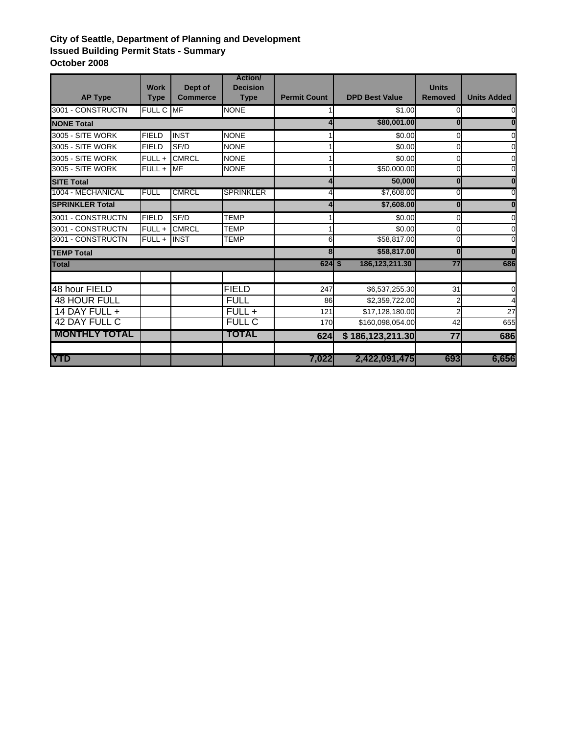**City of Seattle, Department of Planning and Development**
**Issued Building Permit Stats - Summary**
**October 2008**

| AP Type | Work Type | Dept of Commerce | Action/ Decision Type | Permit Count | DPD Best Value | Units Removed | Units Added |
|---|---|---|---|---|---|---|---|
| 3001 - CONSTRUCTN | FULL C | MF | NONE | 1 | $1.00 | 0 | 0 |
| **NONE Total** | | | | **4** | **$80,001.00** | **0** | **0** |
| 3005 - SITE WORK | FIELD | INST | NONE | 1 | $0.00 | 0 | 0 |
| 3005 - SITE WORK | FIELD | SF/D | NONE | 1 | $0.00 | 0 | 0 |
| 3005 - SITE WORK | FULL + | CMRCL | NONE | 1 | $0.00 | 0 | 0 |
| 3005 - SITE WORK | FULL + | MF | NONE | 1 | $50,000.00 | 0 | 0 |
| **SITE Total** | | | | **4** | **50,000** | **0** | **0** |
| 1004 - MECHANICAL | FULL | CMRCL | SPRINKLER | 4 | $7,608.00 | 0 | 0 |
| **SPRINKLER Total** | | | | **4** | **$7,608.00** | **0** | **0** |
| 3001 - CONSTRUCTN | FIELD | SF/D | TEMP | 1 | $0.00 | 0 | 0 |
| 3001 - CONSTRUCTN | FULL + | CMRCL | TEMP | 1 | $0.00 | 0 | 0 |
| 3001 - CONSTRUCTN | FULL + | INST | TEMP | 6 | $58,817.00 | 0 | 0 |
| **TEMP Total** | | | | **8** | **$58,817.00** | **0** | **0** |
| **Total** | | | | **624** | **$ 186,123,211.30** | **77** | **686** |
| | | | | | | | |
| 48 hour FIELD | | | FIELD | 247 | $6,537,255.30 | 31 | 0 |
| 48 HOUR FULL | | | FULL | 86 | $2,359,722.00 | 2 | 4 |
| 14 DAY FULL + | | | FULL + | 121 | $17,128,180.00 | 2 | 27 |
| 42 DAY FULL C | | | FULL C | 170 | $160,098,054.00 | 42 | 655 |
| **MONTHLY TOTAL** | | | **TOTAL** | **624** | **$ 186,123,211.30** | **77** | **686** |
| | | | | | | | |
| **YTD** | | | | **7,022** | **2,422,091,475** | **693** | **6,656** |